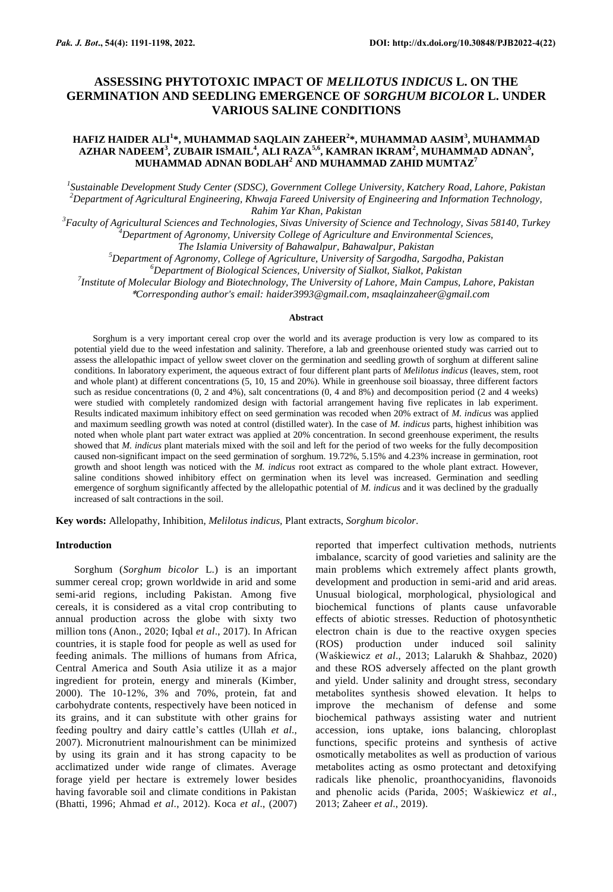# ASSESSING PHYTOTOXIC IMPACT OF *MELILOTUS INDICUS* L. ON THE GERMINATION AND SEEDLING EMERGENCE OF *SORGHUM BICOLOR* L. UNDER VARIOUS SALINE CONDITIONS

**HAFIZ HAIDER ALI[1]\*, MUHAMMAD SAQLAIN ZAHEER[2]\*, MUHAMMAD AASIM[3], MUHAMMAD AZHAR NADEEM[3], ZUBAIR ISMAIL[4], ALI RAZA[5,6], KAMRAN IKRAM[2], MUHAMMAD ADNAN[5], MUHAMMAD ADNAN BODLAH[2] AND MUHAMMAD ZAHID MUMTAZ[7]**

[1]*Sustainable Development Study Center (SDSC), Government College University, Katchery Road, Lahore, Pakistan*
[2]*Department of Agricultural Engineering, Khwaja Fareed University of Engineering and Information Technology, Rahim Yar Khan, Pakistan*
[3]*Faculty of Agricultural Sciences and Technologies, Sivas University of Science and Technology, Sivas 58140, Turkey*
[4]*Department of Agronomy, University College of Agriculture and Environmental Sciences, The Islamia University of Bahawalpur, Bahawalpur, Pakistan*
[5]*Department of Agronomy, College of Agriculture, University of Sargodha, Sargodha, Pakistan*
[6]*Department of Biological Sciences, University of Sialkot, Sialkot, Pakistan*
[7]*Institute of Molecular Biology and Biotechnology, The University of Lahore, Main Campus, Lahore, Pakistan*
*\*Corresponding author's email: haider3993@gmail.com, msaqlainzaheer@gmail.com*

## Abstract

Sorghum is a very important cereal crop over the world and its average production is very low as compared to its potential yield due to the weed infestation and salinity. Therefore, a lab and greenhouse oriented study was carried out to assess the allelopathic impact of yellow sweet clover on the germination and seedling growth of sorghum at different saline conditions. In laboratory experiment, the aqueous extract of four different plant parts of *Melilotus indicus* (leaves, stem, root and whole plant) at different concentrations (5, 10, 15 and 20%). While in greenhouse soil bioassay, three different factors such as residue concentrations (0, 2 and 4%), salt concentrations (0, 4 and 8%) and decomposition period (2 and 4 weeks) were studied with completely randomized design with factorial arrangement having five replicates in lab experiment. Results indicated maximum inhibitory effect on seed germination was recoded when 20% extract of *M. indicus* was applied and maximum seedling growth was noted at control (distilled water). In the case of *M. indicus* parts, highest inhibition was noted when whole plant part water extract was applied at 20% concentration. In second greenhouse experiment, the results showed that *M. indicus* plant materials mixed with the soil and left for the period of two weeks for the fully decomposition caused non-significant impact on the seed germination of sorghum. 19.72%, 5.15% and 4.23% increase in germination, root growth and shoot length was noticed with the *M. indicus* root extract as compared to the whole plant extract. However, saline conditions showed inhibitory effect on germination when its level was increased. Germination and seedling emergence of sorghum significantly affected by the allelopathic potential of *M. indicus* and it was declined by the gradually increased of salt contractions in the soil.

**Key words:** Allelopathy, Inhibition, *Melilotus indicus*, Plant extracts, *Sorghum bicolor*.

## Introduction

Sorghum (*Sorghum bicolor* L.) is an important summer cereal crop; grown worldwide in arid and some semi-arid regions, including Pakistan. Among five cereals, it is considered as a vital crop contributing to annual production across the globe with sixty two million tons (Anon., 2020; Iqbal *et al*., 2017). In African countries, it is staple food for people as well as used for feeding animals. The millions of humans from Africa, Central America and South Asia utilize it as a major ingredient for protein, energy and minerals (Kimber, 2000). The 10-12%, 3% and 70%, protein, fat and carbohydrate contents, respectively have been noticed in its grains, and it can substitute with other grains for feeding poultry and dairy cattle's cattles (Ullah *et al*., 2007). Micronutrient malnourishment can be minimized by using its grain and it has strong capacity to be acclimatized under wide range of climates. Average forage yield per hectare is extremely lower besides having favorable soil and climate conditions in Pakistan (Bhatti, 1996; Ahmad *et al*., 2012). Koca *et al*., (2007) reported that imperfect cultivation methods, nutrients imbalance, scarcity of good varieties and salinity are the main problems which extremely affect plants growth, development and production in semi-arid and arid areas. Unusual biological, morphological, physiological and biochemical functions of plants cause unfavorable effects of abiotic stresses. Reduction of photosynthetic electron chain is due to the reactive oxygen species (ROS) production under induced soil salinity (Waśkiewicz *et al*., 2013; Lalarukh & Shahbaz, 2020) and these ROS adversely affected on the plant growth and yield. Under salinity and drought stress, secondary metabolites synthesis showed elevation. It helps to improve the mechanism of defense and some biochemical pathways assisting water and nutrient accession, ions uptake, ions balancing, chloroplast functions, specific proteins and synthesis of active osmotically metabolites as well as production of various metabolites acting as osmo protectant and detoxifying radicals like phenolic, proanthocyanidins, flavonoids and phenolic acids (Parida, 2005; Waśkiewicz *et al*., 2013; Zaheer *et al*., 2019).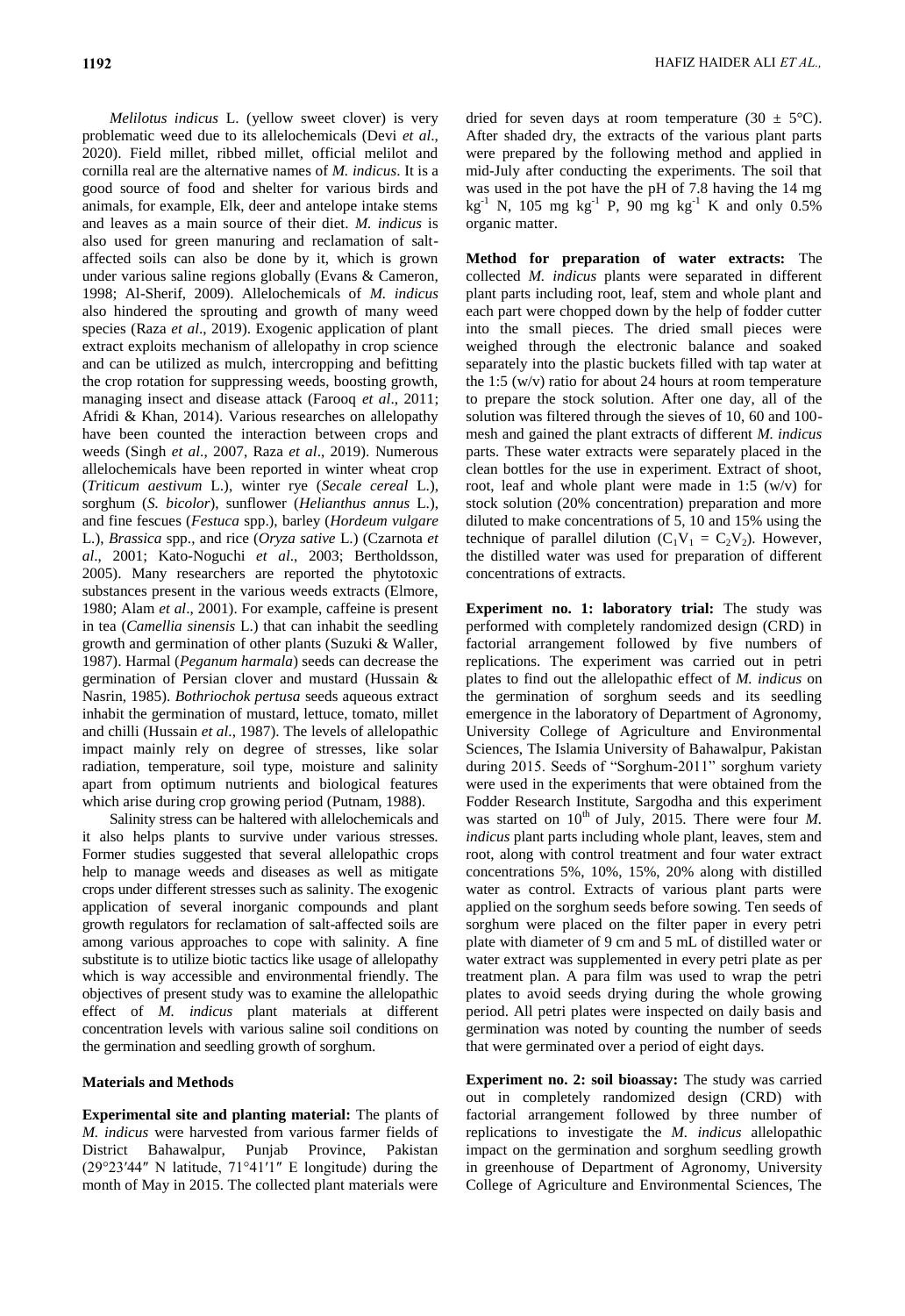*Melilotus indicus* L. (yellow sweet clover) is very problematic weed due to its allelochemicals (Devi *et al*., 2020). Field millet, ribbed millet, official melilot and cornilla real are the alternative names of *M. indicus*. It is a good source of food and shelter for various birds and animals, for example, Elk, deer and antelope intake stems and leaves as a main source of their diet. *M. indicus* is also used for green manuring and reclamation of salt-affected soils can also be done by it, which is grown under various saline regions globally (Evans & Cameron, 1998; Al-Sherif, 2009). Allelochemicals of *M. indicus* also hindered the sprouting and growth of many weed species (Raza *et al*., 2019). Exogenic application of plant extract exploits mechanism of allelopathy in crop science and can be utilized as mulch, intercropping and befitting the crop rotation for suppressing weeds, boosting growth, managing insect and disease attack (Farooq *et al*., 2011; Afridi & Khan, 2014). Various researches on allelopathy have been counted the interaction between crops and weeds (Singh *et al*., 2007, Raza *et al*., 2019). Numerous allelochemicals have been reported in winter wheat crop (*Triticum aestivum* L.), winter rye (*Secale cereal* L.), sorghum (*S. bicolor*), sunflower (*Helianthus annus* L.), and fine fescues (*Festuca* spp.), barley (*Hordeum vulgare* L.), *Brassica* spp., and rice (*Oryza sative* L.) (Czarnota *et al*., 2001; Kato-Noguchi *et al*., 2003; Bertholdsson, 2005). Many researchers are reported the phytotoxic substances present in the various weeds extracts (Elmore, 1980; Alam *et al*., 2001). For example, caffeine is present in tea (*Camellia sinensis* L.) that can inhabit the seedling growth and germination of other plants (Suzuki & Waller, 1987). Harmal (*Peganum harmala*) seeds can decrease the germination of Persian clover and mustard (Hussain & Nasrin, 1985). *Bothriochok pertusa* seeds aqueous extract inhabit the germination of mustard, lettuce, tomato, millet and chilli (Hussain *et al*., 1987). The levels of allelopathic impact mainly rely on degree of stresses, like solar radiation, temperature, soil type, moisture and salinity apart from optimum nutrients and biological features which arise during crop growing period (Putnam, 1988).

Salinity stress can be haltered with allelochemicals and it also helps plants to survive under various stresses. Former studies suggested that several allelopathic crops help to manage weeds and diseases as well as mitigate crops under different stresses such as salinity. The exogenic application of several inorganic compounds and plant growth regulators for reclamation of salt-affected soils are among various approaches to cope with salinity. A fine substitute is to utilize biotic tactics like usage of allelopathy which is way accessible and environmental friendly. The objectives of present study was to examine the allelopathic effect of *M. indicus* plant materials at different concentration levels with various saline soil conditions on the germination and seedling growth of sorghum.

## Materials and Methods

**Experimental site and planting material:** The plants of *M. indicus* were harvested from various farmer fields of District Bahawalpur, Punjab Province, Pakistan (29°23′44″ N latitude, 71°41′1″ E longitude) during the month of May in 2015. The collected plant materials were dried for seven days at room temperature (30 ± 5°C). After shaded dry, the extracts of the various plant parts were prepared by the following method and applied in mid-July after conducting the experiments. The soil that was used in the pot have the pH of 7.8 having the 14 mg $kg^{-1}$ N, 105 mg $kg^{-1}$ P, 90 mg $kg^{-1}$ K and only 0.5% organic matter.

**Method for preparation of water extracts:** The collected *M. indicus* plants were separated in different plant parts including root, leaf, stem and whole plant and each part were chopped down by the help of fodder cutter into the small pieces. The dried small pieces were weighed through the electronic balance and soaked separately into the plastic buckets filled with tap water at the 1:5 (w/v) ratio for about 24 hours at room temperature to prepare the stock solution. After one day, all of the solution was filtered through the sieves of 10, 60 and 100-mesh and gained the plant extracts of different *M. indicus* parts. These water extracts were separately placed in the clean bottles for the use in experiment. Extract of shoot, root, leaf and whole plant were made in 1:5 (w/v) for stock solution (20% concentration) preparation and more diluted to make concentrations of 5, 10 and 15% using the technique of parallel dilution ($C_1V_1 = C_2V_2$). However, the distilled water was used for preparation of different concentrations of extracts.

**Experiment no. 1: laboratory trial:** The study was performed with completely randomized design (CRD) in factorial arrangement followed by five numbers of replications. The experiment was carried out in petri plates to find out the allelopathic effect of *M. indicus* on the germination of sorghum seeds and its seedling emergence in the laboratory of Department of Agronomy, University College of Agriculture and Environmental Sciences, The Islamia University of Bahawalpur, Pakistan during 2015. Seeds of "Sorghum-2011" sorghum variety were used in the experiments that were obtained from the Fodder Research Institute, Sargodha and this experiment was started on 10[th] of July, 2015. There were four *M. indicus* plant parts including whole plant, leaves, stem and root, along with control treatment and four water extract concentrations 5%, 10%, 15%, 20% along with distilled water as control. Extracts of various plant parts were applied on the sorghum seeds before sowing. Ten seeds of sorghum were placed on the filter paper in every petri plate with diameter of 9 cm and 5 mL of distilled water or water extract was supplemented in every petri plate as per treatment plan. A para film was used to wrap the petri plates to avoid seeds drying during the whole growing period. All petri plates were inspected on daily basis and germination was noted by counting the number of seeds that were germinated over a period of eight days.

**Experiment no. 2: soil bioassay:** The study was carried out in completely randomized design (CRD) with factorial arrangement followed by three number of replications to investigate the *M. indicus* allelopathic impact on the germination and sorghum seedling growth in greenhouse of Department of Agronomy, University College of Agriculture and Environmental Sciences, The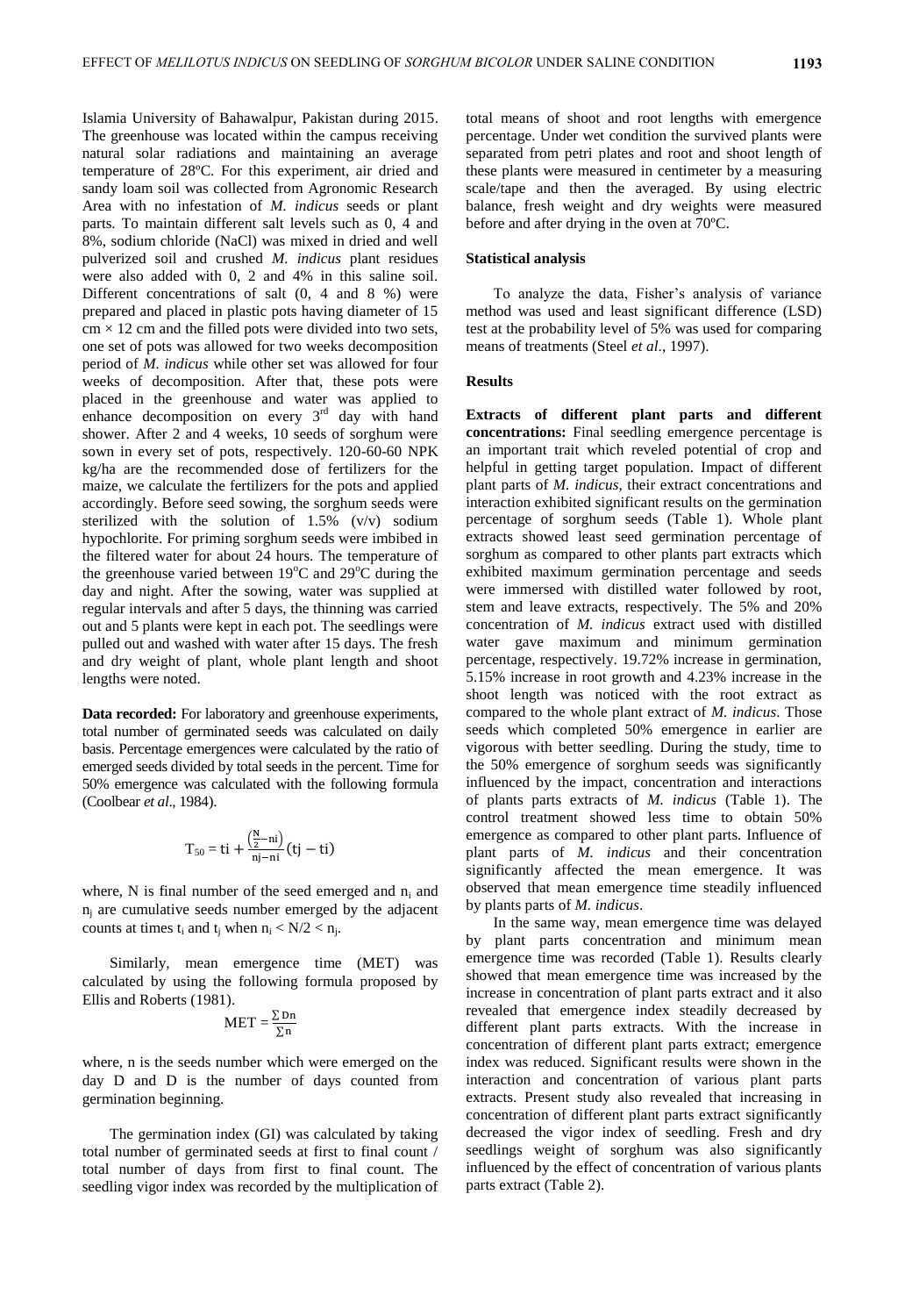Islamia University of Bahawalpur, Pakistan during 2015. The greenhouse was located within the campus receiving natural solar radiations and maintaining an average temperature of 28ºC. For this experiment, air dried and sandy loam soil was collected from Agronomic Research Area with no infestation of *M. indicus* seeds or plant parts. To maintain different salt levels such as 0, 4 and 8%, sodium chloride (NaCl) was mixed in dried and well pulverized soil and crushed *M. indicus* plant residues were also added with 0, 2 and 4% in this saline soil. Different concentrations of salt (0, 4 and 8 %) were prepared and placed in plastic pots having diameter of 15 cm × 12 cm and the filled pots were divided into two sets, one set of pots was allowed for two weeks decomposition period of *M. indicus* while other set was allowed for four weeks of decomposition. After that, these pots were placed in the greenhouse and water was applied to enhance decomposition on every 3rd day with hand shower. After 2 and 4 weeks, 10 seeds of sorghum were sown in every set of pots, respectively. 120-60-60 NPK kg/ha are the recommended dose of fertilizers for the maize, we calculate the fertilizers for the pots and applied accordingly. Before seed sowing, the sorghum seeds were sterilized with the solution of 1.5% (v/v) sodium hypochlorite. For priming sorghum seeds were imbibed in the filtered water for about 24 hours. The temperature of the greenhouse varied between 19ºC and 29ºC during the day and night. After the sowing, water was supplied at regular intervals and after 5 days, the thinning was carried out and 5 plants were kept in each pot. The seedlings were pulled out and washed with water after 15 days. The fresh and dry weight of plant, whole plant length and shoot lengths were noted.

**Data recorded:** For laboratory and greenhouse experiments, total number of germinated seeds was calculated on daily basis. Percentage emergences were calculated by the ratio of emerged seeds divided by total seeds in the percent. Time for 50% emergence was calculated with the following formula (Coolbear *et al*., 1984).

$$T_{50} = ti + \frac{\left(\frac{N}{2} - ni\right)}{nj - ni}(tj - ti)$$

where, N is final number of the seed emerged and $n_i$ and $n_j$ are cumulative seeds number emerged by the adjacent counts at times $t_i$ and $t_j$ when $n_i < N/2 < n_j$.

Similarly, mean emergence time (MET) was calculated by using the following formula proposed by Ellis and Roberts (1981).

$$MET = \frac{\sum Dn}{\sum n}$$

where, n is the seeds number which were emerged on the day D and D is the number of days counted from germination beginning.

The germination index (GI) was calculated by taking total number of germinated seeds at first to final count / total number of days from first to final count. The seedling vigor index was recorded by the multiplication of total means of shoot and root lengths with emergence percentage. Under wet condition the survived plants were separated from petri plates and root and shoot length of these plants were measured in centimeter by a measuring scale/tape and then the averaged. By using electric balance, fresh weight and dry weights were measured before and after drying in the oven at 70ºC.

### Statistical analysis

To analyze the data, Fisher's analysis of variance method was used and least significant difference (LSD) test at the probability level of 5% was used for comparing means of treatments (Steel *et al*., 1997).

### Results

**Extracts of different plant parts and different concentrations:** Final seedling emergence percentage is an important trait which reveled potential of crop and helpful in getting target population. Impact of different plant parts of *M. indicus*, their extract concentrations and interaction exhibited significant results on the germination percentage of sorghum seeds (Table 1). Whole plant extracts showed least seed germination percentage of sorghum as compared to other plants part extracts which exhibited maximum germination percentage and seeds were immersed with distilled water followed by root, stem and leave extracts, respectively. The 5% and 20% concentration of *M. indicus* extract used with distilled water gave maximum and minimum germination percentage, respectively. 19.72% increase in germination, 5.15% increase in root growth and 4.23% increase in the shoot length was noticed with the root extract as compared to the whole plant extract of *M. indicus*. Those seeds which completed 50% emergence in earlier are vigorous with better seedling. During the study, time to the 50% emergence of sorghum seeds was significantly influenced by the impact, concentration and interactions of plants parts extracts of *M. indicus* (Table 1). The control treatment showed less time to obtain 50% emergence as compared to other plant parts. Influence of plant parts of *M. indicus* and their concentration significantly affected the mean emergence. It was observed that mean emergence time steadily influenced by plants parts of *M. indicus*.

In the same way, mean emergence time was delayed by plant parts concentration and minimum mean emergence time was recorded (Table 1). Results clearly showed that mean emergence time was increased by the increase in concentration of plant parts extract and it also revealed that emergence index steadily decreased by different plant parts extracts. With the increase in concentration of different plant parts extract; emergence index was reduced. Significant results were shown in the interaction and concentration of various plant parts extracts. Present study also revealed that increasing in concentration of different plant parts extract significantly decreased the vigor index of seedling. Fresh and dry seedlings weight of sorghum was also significantly influenced by the effect of concentration of various plants parts extract (Table 2).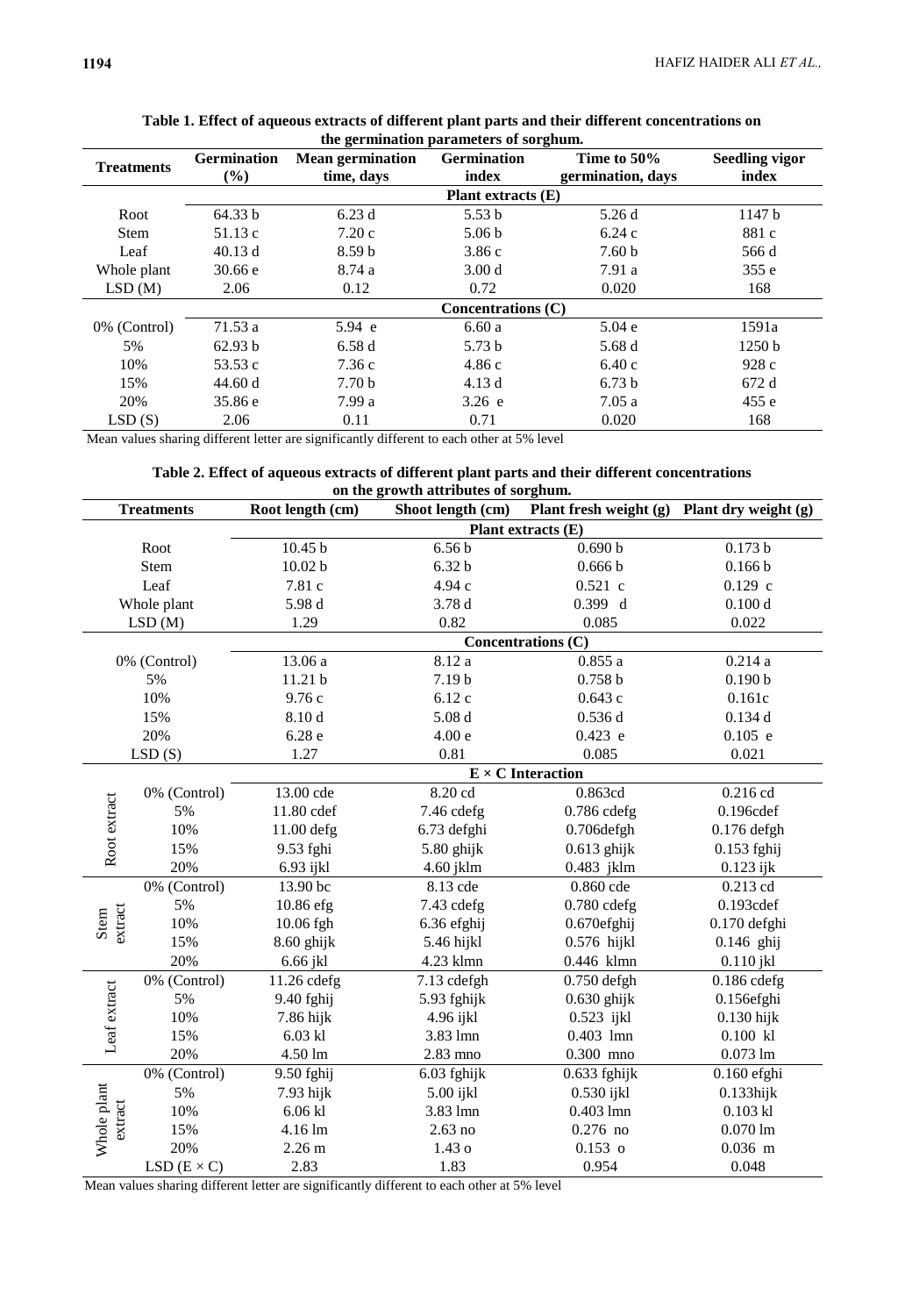**Table 1. Effect of aqueous extracts of different plant parts and their different concentrations on the germination parameters of sorghum.**

| Treatments | Germination (%) | Mean germination time, days | Germination index | Time to 50% germination, days | Seedling vigor index |
|---|---|---|---|---|---|
| | **Plant extracts (E)** | | | | |
| Root | 64.33 b | 6.23 d | 5.53 b | 5.26 d | 1147 b |
| Stem | 51.13 c | 7.20 c | 5.06 b | 6.24 c | 881 c |
| Leaf | 40.13 d | 8.59 b | 3.86 c | 7.60 b | 566 d |
| Whole plant | 30.66 e | 8.74 a | 3.00 d | 7.91 a | 355 e |
| LSD (M) | 2.06 | 0.12 | 0.72 | 0.020 | 168 |
| | **Concentrations (C)** | | | | |
| 0% (Control) | 71.53 a | 5.94 e | 6.60 a | 5.04 e | 1591a |
| 5% | 62.93 b | 6.58 d | 5.73 b | 5.68 d | 1250 b |
| 10% | 53.53 c | 7.36 c | 4.86 c | 6.40 c | 928 c |
| 15% | 44.60 d | 7.70 b | 4.13 d | 6.73 b | 672 d |
| 20% | 35.86 e | 7.99 a | 3.26 e | 7.05 a | 455 e |
| LSD (S) | 2.06 | 0.11 | 0.71 | 0.020 | 168 |

Mean values sharing different letter are significantly different to each other at 5% level

**Table 2. Effect of aqueous extracts of different plant parts and their different concentrations on the growth attributes of sorghum.**

| Treatments | | Root length (cm) | Shoot length (cm) | Plant fresh weight (g) | Plant dry weight (g) |
|---|---|---|---|---|---|
| | | **Plant extracts (E)** | | | |
| Root | | 10.45 b | 6.56 b | 0.690 b | 0.173 b |
| Stem | | 10.02 b | 6.32 b | 0.666 b | 0.166 b |
| Leaf | | 7.81 c | 4.94 c | 0.521 c | 0.129 c |
| Whole plant | | 5.98 d | 3.78 d | 0.399 d | 0.100 d |
| LSD (M) | | 1.29 | 0.82 | 0.085 | 0.022 |
| | | **Concentrations (C)** | | | |
| 0% (Control) | | 13.06 a | 8.12 a | 0.855 a | 0.214 a |
| 5% | | 11.21 b | 7.19 b | 0.758 b | 0.190 b |
| 10% | | 9.76 c | 6.12 c | 0.643 c | 0.161c |
| 15% | | 8.10 d | 5.08 d | 0.536 d | 0.134 d |
| 20% | | 6.28 e | 4.00 e | 0.423 e | 0.105 e |
| LSD (S) | | 1.27 | 0.81 | 0.085 | 0.021 |
| | | **E × C Interaction** | | | |
| Root extract | 0% (Control) | 13.00 cde | 8.20 cd | 0.863cd | 0.216 cd |
| | 5% | 11.80 cdef | 7.46 cdefg | 0.786 cdefg | 0.196cdef |
| | 10% | 11.00 defg | 6.73 defghi | 0.706defgh | 0.176 defgh |
| | 15% | 9.53 fghi | 5.80 ghijk | 0.613 ghijk | 0.153 fghij |
| | 20% | 6.93 ijkl | 4.60 jklm | 0.483 jklm | 0.123 ijk |
| Stem extract | 0% (Control) | 13.90 bc | 8.13 cde | 0.860 cde | 0.213 cd |
| | 5% | 10.86 efg | 7.43 cdefg | 0.780 cdefg | 0.193cdef |
| | 10% | 10.06 fgh | 6.36 efghij | 0.670efghij | 0.170 defghi |
| | 15% | 8.60 ghijk | 5.46 hijkl | 0.576 hijkl | 0.146 ghij |
| | 20% | 6.66 jkl | 4.23 klmn | 0.446 klmn | 0.110 jkl |
| Leaf extract | 0% (Control) | 11.26 cdefg | 7.13 cdefgh | 0.750 defgh | 0.186 cdefg |
| | 5% | 9.40 fghij | 5.93 fghijk | 0.630 ghijk | 0.156efghi |
| | 10% | 7.86 hijk | 4.96 ijkl | 0.523 ijkl | 0.130 hijk |
| | 15% | 6.03 kl | 3.83 lmn | 0.403 lmn | 0.100 kl |
| | 20% | 4.50 lm | 2.83 mno | 0.300 mno | 0.073 lm |
| Whole plant extract | 0% (Control) | 9.50 fghij | 6.03 fghijk | 0.633 fghijk | 0.160 efghi |
| | 5% | 7.93 hijk | 5.00 ijkl | 0.530 ijkl | 0.133hijk |
| | 10% | 6.06 kl | 3.83 lmn | 0.403 lmn | 0.103 kl |
| | 15% | 4.16 lm | 2.63 no | 0.276 no | 0.070 lm |
| | 20% | 2.26 m | 1.43 o | 0.153 o | 0.036 m |
| | LSD (E × C) | 2.83 | 1.83 | 0.954 | 0.048 |

Mean values sharing different letter are significantly different to each other at 5% level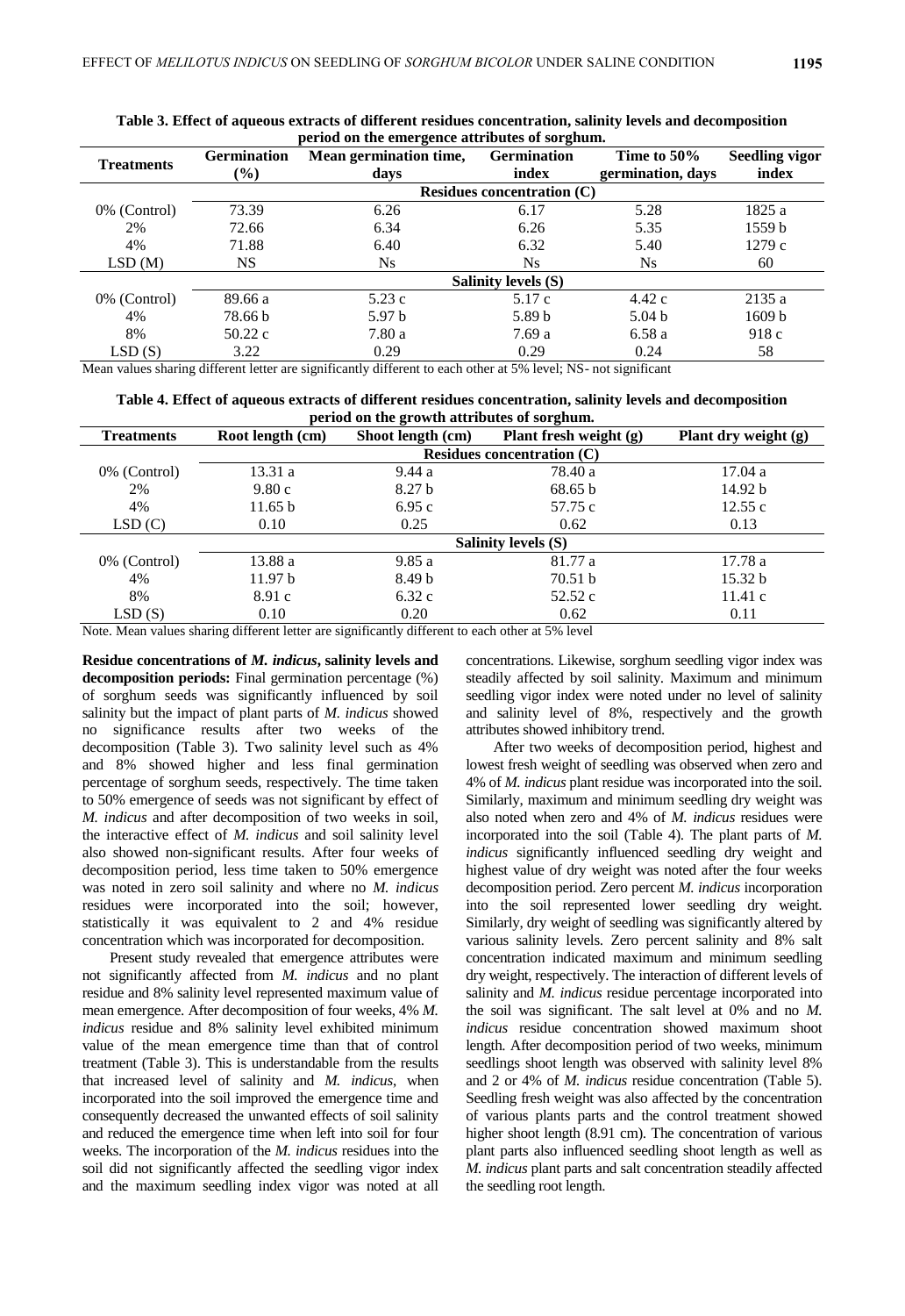**Table 3. Effect of aqueous extracts of different residues concentration, salinity levels and decomposition period on the emergence attributes of sorghum.**

| Treatments | Germination (%) | Mean germination time, days | Germination index | Time to 50% germination, days | Seedling vigor index |
|---|---|---|---|---|---|
| | **Residues concentration (C)** | | | | |
| 0% (Control) | 73.39 | 6.26 | 6.17 | 5.28 | 1825 a |
| 2% | 72.66 | 6.34 | 6.26 | 5.35 | 1559 b |
| 4% | 71.88 | 6.40 | 6.32 | 5.40 | 1279 c |
| LSD (M) | NS | Ns | Ns | Ns | 60 |
| | **Salinity levels (S)** | | | | |
| 0% (Control) | 89.66 a | 5.23 c | 5.17 c | 4.42 c | 2135 a |
| 4% | 78.66 b | 5.97 b | 5.89 b | 5.04 b | 1609 b |
| 8% | 50.22 c | 7.80 a | 7.69 a | 6.58 a | 918 c |
| LSD (S) | 3.22 | 0.29 | 0.29 | 0.24 | 58 |

Mean values sharing different letter are significantly different to each other at 5% level; NS- not significant

**Table 4. Effect of aqueous extracts of different residues concentration, salinity levels and decomposition period on the growth attributes of sorghum.**

| Treatments | Root length (cm) | Shoot length (cm) | Plant fresh weight (g) | Plant dry weight (g) |
|---|---|---|---|---|
| | **Residues concentration (C)** | | | |
| 0% (Control) | 13.31 a | 9.44 a | 78.40 a | 17.04 a |
| 2% | 9.80 c | 8.27 b | 68.65 b | 14.92 b |
| 4% | 11.65 b | 6.95 c | 57.75 c | 12.55 c |
| LSD (C) | 0.10 | 0.25 | 0.62 | 0.13 |
| | **Salinity levels (S)** | | | |
| 0% (Control) | 13.88 a | 9.85 a | 81.77 a | 17.78 a |
| 4% | 11.97 b | 8.49 b | 70.51 b | 15.32 b |
| 8% | 8.91 c | 6.32 c | 52.52 c | 11.41 c |
| LSD (S) | 0.10 | 0.20 | 0.62 | 0.11 |

Note. Mean values sharing different letter are significantly different to each other at 5% level

**Residue concentrations of *M. indicus*, salinity levels and decomposition periods:** Final germination percentage (%) of sorghum seeds was significantly influenced by soil salinity but the impact of plant parts of *M. indicus* showed no significance results after two weeks of the decomposition (Table 3). Two salinity level such as 4% and 8% showed higher and less final germination percentage of sorghum seeds, respectively. The time taken to 50% emergence of seeds was not significant by effect of *M. indicus* and after decomposition of two weeks in soil, the interactive effect of *M. indicus* and soil salinity level also showed non-significant results. After four weeks of decomposition period, less time taken to 50% emergence was noted in zero soil salinity and where no *M. indicus* residues were incorporated into the soil; however, statistically it was equivalent to 2 and 4% residue concentration which was incorporated for decomposition.

Present study revealed that emergence attributes were not significantly affected from *M. indicus* and no plant residue and 8% salinity level represented maximum value of mean emergence. After decomposition of four weeks, 4% *M. indicus* residue and 8% salinity level exhibited minimum value of the mean emergence time than that of control treatment (Table 3). This is understandable from the results that increased level of salinity and *M. indicus*, when incorporated into the soil improved the emergence time and consequently decreased the unwanted effects of soil salinity and reduced the emergence time when left into soil for four weeks. The incorporation of the *M. indicus* residues into the soil did not significantly affected the seedling vigor index and the maximum seedling index vigor was noted at all concentrations. Likewise, sorghum seedling vigor index was steadily affected by soil salinity. Maximum and minimum seedling vigor index were noted under no level of salinity and salinity level of 8%, respectively and the growth attributes showed inhibitory trend.

After two weeks of decomposition period, highest and lowest fresh weight of seedling was observed when zero and 4% of *M. indicus* plant residue was incorporated into the soil. Similarly, maximum and minimum seedling dry weight was also noted when zero and 4% of *M. indicus* residues were incorporated into the soil (Table 4). The plant parts of *M. indicus* significantly influenced seedling dry weight and highest value of dry weight was noted after the four weeks decomposition period. Zero percent *M. indicus* incorporation into the soil represented lower seedling dry weight. Similarly, dry weight of seedling was significantly altered by various salinity levels. Zero percent salinity and 8% salt concentration indicated maximum and minimum seedling dry weight, respectively. The interaction of different levels of salinity and *M. indicus* residue percentage incorporated into the soil was significant. The salt level at 0% and no *M. indicus* residue concentration showed maximum shoot length. After decomposition period of two weeks, minimum seedlings shoot length was observed with salinity level 8% and 2 or 4% of *M. indicus* residue concentration (Table 5). Seedling fresh weight was also affected by the concentration of various plants parts and the control treatment showed higher shoot length (8.91 cm). The concentration of various plant parts also influenced seedling shoot length as well as *M. indicus* plant parts and salt concentration steadily affected the seedling root length.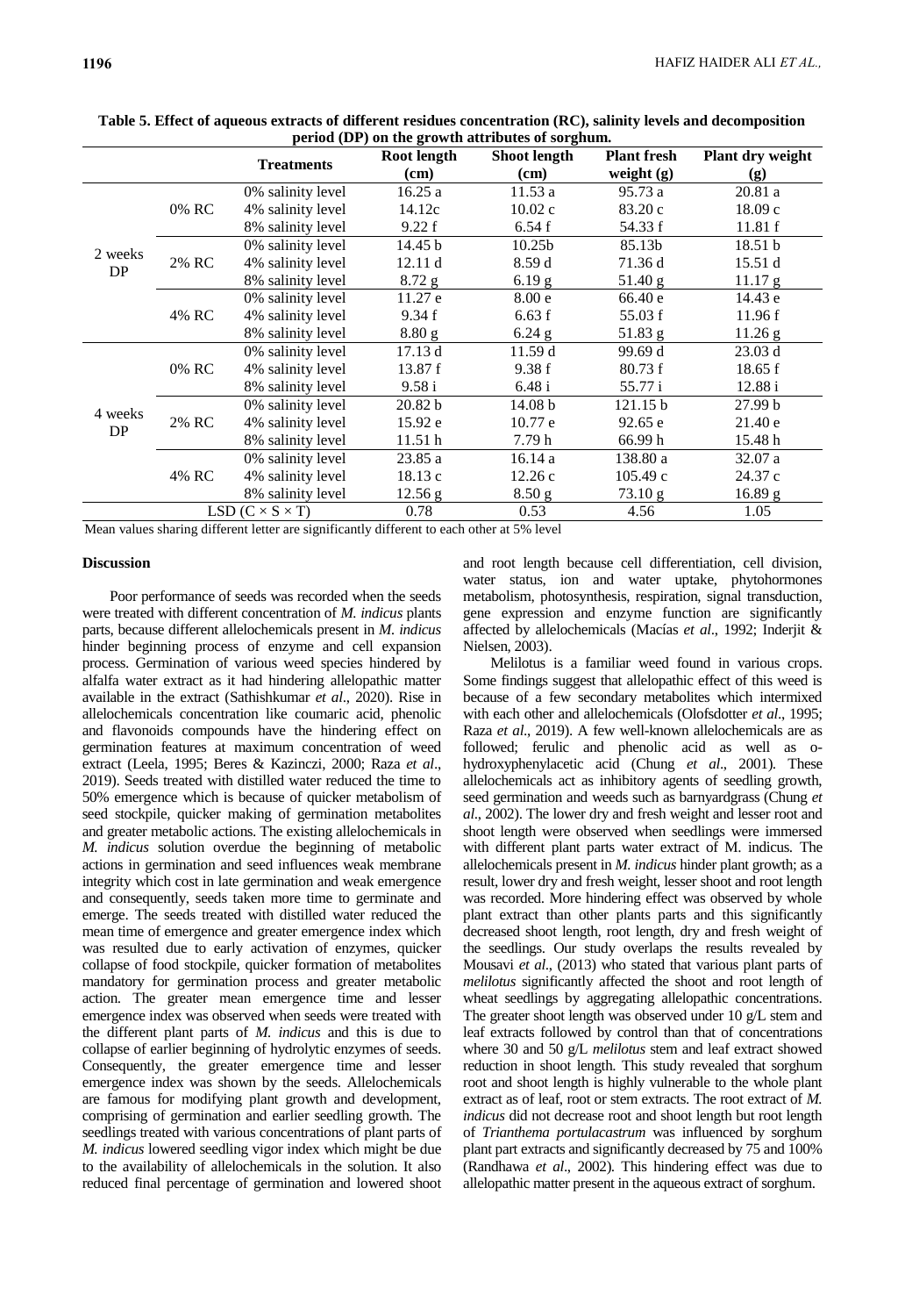**Table 5. Effect of aqueous extracts of different residues concentration (RC), salinity levels and decomposition period (DP) on the growth attributes of sorghum.**

| | | Treatments | Root length (cm) | Shoot length (cm) | Plant fresh weight (g) | Plant dry weight (g) |
|---|---|---|---|---|---|---|
| 2 weeks DP | 0% RC | 0% salinity level | 16.25 a | 11.53 a | 95.73 a | 20.81 a |
| | | 4% salinity level | 14.12c | 10.02 c | 83.20 c | 18.09 c |
| | | 8% salinity level | 9.22 f | 6.54 f | 54.33 f | 11.81 f |
| | 2% RC | 0% salinity level | 14.45 b | 10.25b | 85.13b | 18.51 b |
| | | 4% salinity level | 12.11 d | 8.59 d | 71.36 d | 15.51 d |
| | | 8% salinity level | 8.72 g | 6.19 g | 51.40 g | 11.17 g |
| | 4% RC | 0% salinity level | 11.27 e | 8.00 e | 66.40 e | 14.43 e |
| | | 4% salinity level | 9.34 f | 6.63 f | 55.03 f | 11.96 f |
| | | 8% salinity level | 8.80 g | 6.24 g | 51.83 g | 11.26 g |
| 4 weeks DP | 0% RC | 0% salinity level | 17.13 d | 11.59 d | 99.69 d | 23.03 d |
| | | 4% salinity level | 13.87 f | 9.38 f | 80.73 f | 18.65 f |
| | | 8% salinity level | 9.58 i | 6.48 i | 55.77 i | 12.88 i |
| | 2% RC | 0% salinity level | 20.82 b | 14.08 b | 121.15 b | 27.99 b |
| | | 4% salinity level | 15.92 e | 10.77 e | 92.65 e | 21.40 e |
| | | 8% salinity level | 11.51 h | 7.79 h | 66.99 h | 15.48 h |
| | 4% RC | 0% salinity level | 23.85 a | 16.14 a | 138.80 a | 32.07 a |
| | | 4% salinity level | 18.13 c | 12.26 c | 105.49 c | 24.37 c |
| | | 8% salinity level | 12.56 g | 8.50 g | 73.10 g | 16.89 g |
| LSD (C × S × T) | | | 0.78 | 0.53 | 4.56 | 1.05 |

Mean values sharing different letter are significantly different to each other at 5% level

## Discussion

Poor performance of seeds was recorded when the seeds were treated with different concentration of *M. indicus* plants parts, because different allelochemicals present in *M. indicus* hinder beginning process of enzyme and cell expansion process. Germination of various weed species hindered by alfalfa water extract as it had hindering allelopathic matter available in the extract (Sathishkumar *et al*., 2020). Rise in allelochemicals concentration like coumaric acid, phenolic and flavonoids compounds have the hindering effect on germination features at maximum concentration of weed extract (Leela, 1995; Beres & Kazinczi, 2000; Raza *et al*., 2019). Seeds treated with distilled water reduced the time to 50% emergence which is because of quicker metabolism of seed stockpile, quicker making of germination metabolites and greater metabolic actions. The existing allelochemicals in *M. indicus* solution overdue the beginning of metabolic actions in germination and seed influences weak membrane integrity which cost in late germination and weak emergence and consequently, seeds taken more time to germinate and emerge. The seeds treated with distilled water reduced the mean time of emergence and greater emergence index which was resulted due to early activation of enzymes, quicker collapse of food stockpile, quicker formation of metabolites mandatory for germination process and greater metabolic action. The greater mean emergence time and lesser emergence index was observed when seeds were treated with the different plant parts of *M. indicus* and this is due to collapse of earlier beginning of hydrolytic enzymes of seeds. Consequently, the greater emergence time and lesser emergence index was shown by the seeds. Allelochemicals are famous for modifying plant growth and development, comprising of germination and earlier seedling growth. The seedlings treated with various concentrations of plant parts of *M. indicus* lowered seedling vigor index which might be due to the availability of allelochemicals in the solution. It also reduced final percentage of germination and lowered shoot and root length because cell differentiation, cell division, water status, ion and water uptake, phytohormones metabolism, photosynthesis, respiration, signal transduction, gene expression and enzyme function are significantly affected by allelochemicals (Macías *et al*., 1992; Inderjit & Nielsen, 2003).

Melilotus is a familiar weed found in various crops. Some findings suggest that allelopathic effect of this weed is because of a few secondary metabolites which intermixed with each other and allelochemicals (Olofsdotter *et al*., 1995; Raza *et al*., 2019). A few well-known allelochemicals are as followed; ferulic and phenolic acid as well as o-hydroxyphenylacetic acid (Chung *et al*., 2001). These allelochemicals act as inhibitory agents of seedling growth, seed germination and weeds such as barnyardgrass (Chung *et al*., 2002). The lower dry and fresh weight and lesser root and shoot length were observed when seedlings were immersed with different plant parts water extract of M. indicus. The allelochemicals present in *M. indicus* hinder plant growth; as a result, lower dry and fresh weight, lesser shoot and root length was recorded. More hindering effect was observed by whole plant extract than other plants parts and this significantly decreased shoot length, root length, dry and fresh weight of the seedlings. Our study overlaps the results revealed by Mousavi *et al*., (2013) who stated that various plant parts of *melilotus* significantly affected the shoot and root length of wheat seedlings by aggregating allelopathic concentrations. The greater shoot length was observed under 10 g/L stem and leaf extracts followed by control than that of concentrations where 30 and 50 g/L *melilotus* stem and leaf extract showed reduction in shoot length. This study revealed that sorghum root and shoot length is highly vulnerable to the whole plant extract as of leaf, root or stem extracts. The root extract of *M. indicus* did not decrease root and shoot length but root length of *Trianthema portulacastrum* was influenced by sorghum plant part extracts and significantly decreased by 75 and 100% (Randhawa *et al*., 2002). This hindering effect was due to allelopathic matter present in the aqueous extract of sorghum.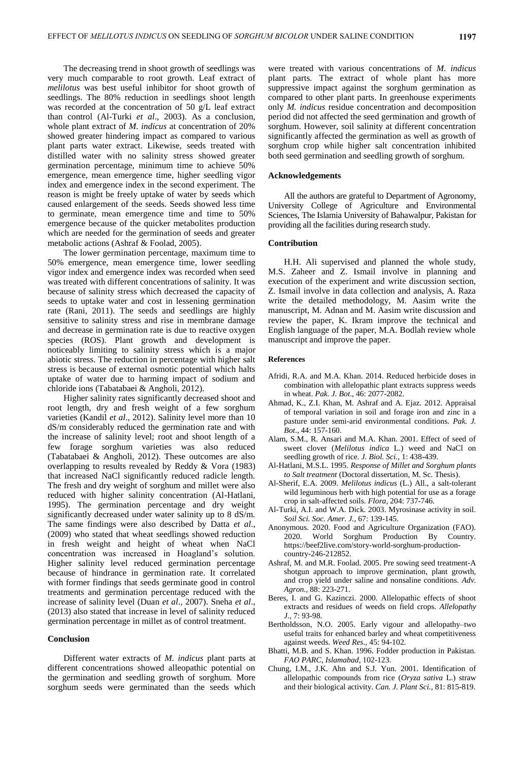The decreasing trend in shoot growth of seedlings was very much comparable to root growth. Leaf extract of *melilotus* was best useful inhibitor for shoot growth of seedlings. The 80% reduction in seedlings shoot length was recorded at the concentration of 50 g/L leaf extract than control (Al-Turki *et al*., 2003). As a conclusion, whole plant extract of *M. indicus* at concentration of 20% showed greater hindering impact as compared to various plant parts water extract. Likewise, seeds treated with distilled water with no salinity stress showed greater germination percentage, minimum time to achieve 50% emergence, mean emergence time, higher seedling vigor index and emergence index in the second experiment. The reason is might be freely uptake of water by seeds which caused enlargement of the seeds. Seeds showed less time to germinate, mean emergence time and time to 50% emergence because of the quicker metabolites production which are needed for the germination of seeds and greater metabolic actions (Ashraf & Foolad, 2005).

The lower germination percentage, maximum time to 50% emergence, mean emergence time, lower seedling vigor index and emergence index was recorded when seed was treated with different concentrations of salinity. It was because of salinity stress which decreased the capacity of seeds to uptake water and cost in lessening germination rate (Rani, 2011). The seeds and seedlings are highly sensitive to salinity stress and rise in membrane damage and decrease in germination rate is due to reactive oxygen species (ROS). Plant growth and development is noticeably limiting to salinity stress which is a major abiotic stress. The reduction in percentage with higher salt stress is because of external osmotic potential which halts uptake of water due to harming impact of sodium and chloride ions (Tabatabaei & Angholi, 2012).

Higher salinity rates significantly decreased shoot and root length, dry and fresh weight of a few sorghum varieties (Kandil *et al*., 2012). Salinity level more than 10 dS/m considerably reduced the germination rate and with the increase of salinity level; root and shoot length of a few forage sorghum varieties was also reduced (Tabatabaei & Angholi, 2012). These outcomes are also overlapping to results revealed by Reddy & Vora (1983) that increased NaCl significantly reduced radicle length. The fresh and dry weight of sorghum and millet were also reduced with higher salinity concentration (Al-Hatlani, 1995). The germination percentage and dry weight significantly decreased under water salinity up to 8 dS/m. The same findings were also described by Datta *et al*., (2009) who stated that wheat seedlings showed reduction in fresh weight and height of wheat when NaCl concentration was increased in Hoagland's solution. Higher salinity level reduced germination percentage because of hindrance in germination rate. It correlated with former findings that seeds germinate good in control treatments and germination percentage reduced with the increase of salinity level (Duan *et al*., 2007). Sneha *et al*., (2013) also stated that increase in level of salinity reduced germination percentage in millet as of control treatment.

## Conclusion

Different water extracts of *M. indicus* plant parts at different concentrations showed alleopathic potential on the germination and seedling growth of sorghum. More sorghum seeds were germinated than the seeds which were treated with various concentrations of *M. indicus* plant parts. The extract of whole plant has more suppressive impact against the sorghum germination as compared to other plant parts. In greenhouse experiments only *M. indicus* residue concentration and decomposition period did not affected the seed germination and growth of sorghum. However, soil salinity at different concentration significantly affected the germination as well as growth of sorghum crop while higher salt concentration inhibited both seed germination and seedling growth of sorghum.

## Acknowledgements

All the authors are grateful to Department of Agronomy, University College of Agriculture and Environmental Sciences, The Islamia University of Bahawalpur, Pakistan for providing all the facilities during research study.

## Contribution

H.H. Ali supervised and planned the whole study, M.S. Zaheer and Z. Ismail involve in planning and execution of the experiment and write discussion section, Z. Ismail involve in data collection and analysis, A. Raza write the detailed methodology, M. Aasim write the manuscript, M. Adnan and M. Aasim write discussion and review the paper, K. Ikram improve the technical and English language of the paper, M.A. Bodlah review whole manuscript and improve the paper.

## References

Afridi, R.A. and M.A. Khan. 2014. Reduced herbicide doses in combination with allelopathic plant extracts suppress weeds in wheat. *Pak. J. Bot*., 46: 2077-2082.

Ahmad, K., Z.I. Khan, M. Ashraf and A. Ejaz. 2012. Appraisal of temporal variation in soil and forage iron and zinc in a pasture under semi-arid environmental conditions. *Pak. J. Bot*., 44: 157-160.

Alam, S.M., R. Ansari and M.A. Khan. 2001. Effect of seed of sweet clover (*Melilotus indica* L.) weed and NaCl on seedling growth of rice. *J. Biol. Sci.,* 1: 438-439.

Al-Hatlani, M.S.L. 1995. *Response of Millet and Sorghum plants to Salt treatment* (Doctoral dissertation, M. Sc. Thesis).

Al-Sherif, E.A. 2009. *Melilotus indicus* (L.) All., a salt-tolerant wild leguminous herb with high potential for use as a forage crop in salt-affected soils. *Flora*, 204: 737-746.

Al-Turki, A.I. and W.A. Dick. 2003. Myrosinase activity in soil. *Soil Sci. Soc. Amer. J.,* 67: 139-145.

Anonymous. 2020. Food and Agriculture Organization (FAO). 2020. World Sorghum Production By Country. https://beef2live.com/story-world-sorghum-production-country-246-212852.

Ashraf, M. and M.R. Foolad. 2005. Pre sowing seed treatment-A shotgun approach to improve germination, plant growth, and crop yield under saline and nonsaline conditions. *Adv. Agron.,* 88: 223-271.

Beres, I. and G. Kazinczi. 2000. Allelopathic effects of shoot extracts and residues of weeds on field crops. *Allelopathy J*., 7: 93-98.

Bertholdsson, N.O. 2005. Early vigour and allelopathy–two useful traits for enhanced barley and wheat competitiveness against weeds. *Weed Res.,* 45: 94-102.

Bhatti, M.B. and S. Khan. 1996. Fodder production in Pakistan. *FAO PARC, Islamabad,* 102-123.

Chung, I.M., J.K. Ahn and S.J. Yun. 2001. Identification of allelopathic compounds from rice (*Oryza sativa* L.) straw and their biological activity. *Can. J. Plant Sci.,* 81: 815-819.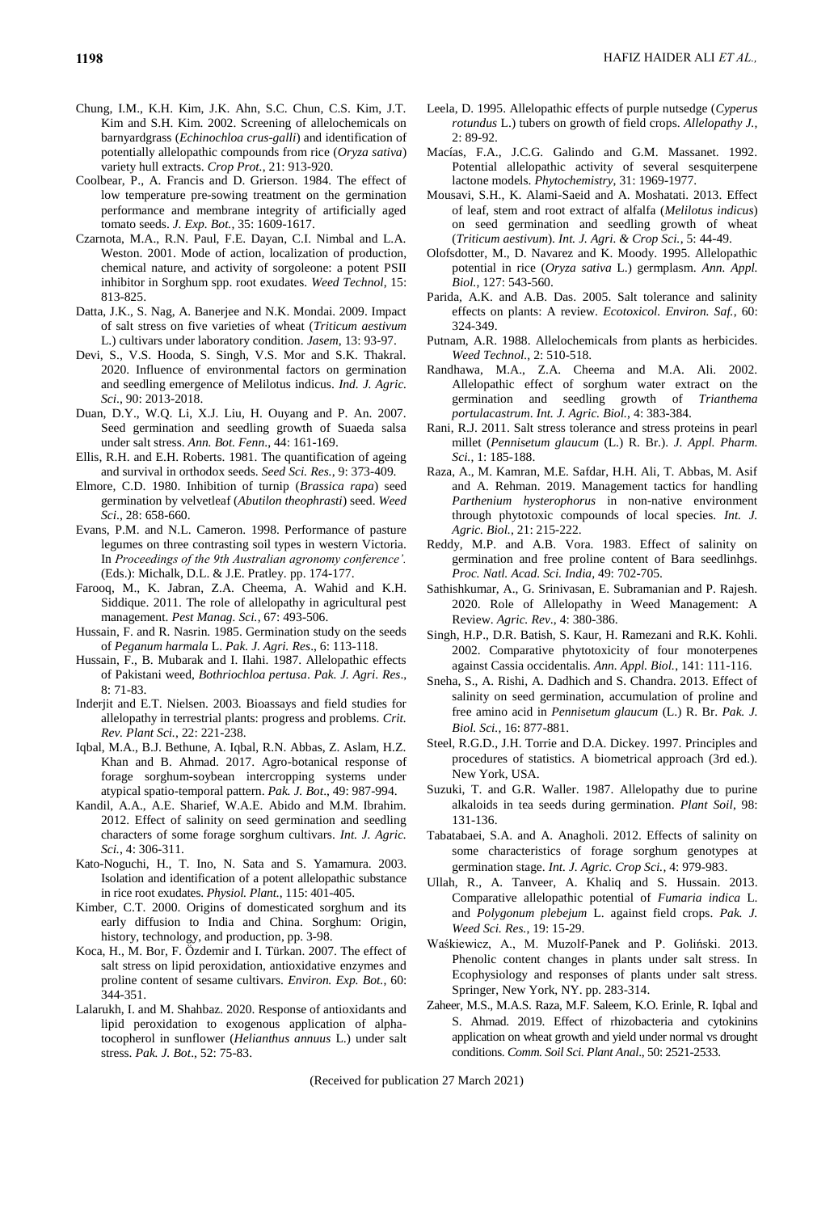Chung, I.M., K.H. Kim, J.K. Ahn, S.C. Chun, C.S. Kim, J.T. Kim and S.H. Kim. 2002. Screening of allelochemicals on barnyardgrass (*Echinochloa crus-galli*) and identification of potentially allelopathic compounds from rice (*Oryza sativa*) variety hull extracts. *Crop Prot.*, 21: 913-920.

Coolbear, P., A. Francis and D. Grierson. 1984. The effect of low temperature pre-sowing treatment on the germination performance and membrane integrity of artificially aged tomato seeds. *J. Exp. Bot.*, 35: 1609-1617.

Czarnota, M.A., R.N. Paul, F.E. Dayan, C.I. Nimbal and L.A. Weston. 2001. Mode of action, localization of production, chemical nature, and activity of sorgoleone: a potent PSII inhibitor in Sorghum spp. root exudates. *Weed Technol*, 15: 813-825.

Datta, J.K., S. Nag, A. Banerjee and N.K. Mondai. 2009. Impact of salt stress on five varieties of wheat (*Triticum aestivum* L.) cultivars under laboratory condition. *Jasem*, 13: 93-97.

Devi, S., V.S. Hooda, S. Singh, V.S. Mor and S.K. Thakral. 2020. Influence of environmental factors on germination and seedling emergence of Melilotus indicus. *Ind. J. Agric. Sci*., 90: 2013-2018.

Duan, D.Y., W.Q. Li, X.J. Liu, H. Ouyang and P. An. 2007. Seed germination and seedling growth of Suaeda salsa under salt stress. *Ann. Bot. Fenn*., 44: 161-169.

Ellis, R.H. and E.H. Roberts. 1981. The quantification of ageing and survival in orthodox seeds. *Seed Sci. Res.*, 9: 373-409.

Elmore, C.D. 1980. Inhibition of turnip (*Brassica rapa*) seed germination by velvetleaf (*Abutilon theophrasti*) seed. *Weed Sci*., 28: 658-660.

Evans, P.M. and N.L. Cameron. 1998. Performance of pasture legumes on three contrasting soil types in western Victoria. In *Proceedings of the 9th Australian agronomy conference'.* (Eds.): Michalk, D.L. & J.E. Pratley. pp. 174-177.

Farooq, M., K. Jabran, Z.A. Cheema, A. Wahid and K.H. Siddique. 2011. The role of allelopathy in agricultural pest management. *Pest Manag. Sci.*, 67: 493-506.

Hussain, F. and R. Nasrin. 1985. Germination study on the seeds of *Peganum harmala* L. *Pak. J. Agri. Res*., 6: 113-118.

Hussain, F., B. Mubarak and I. Ilahi. 1987. Allelopathic effects of Pakistani weed, *Bothriochloa pertusa*. *Pak. J. Agri. Res*., 8: 71-83.

Inderjit and E.T. Nielsen. 2003. Bioassays and field studies for allelopathy in terrestrial plants: progress and problems. *Crit. Rev. Plant Sci.*, 22: 221-238.

Iqbal, M.A., B.J. Bethune, A. Iqbal, R.N. Abbas, Z. Aslam, H.Z. Khan and B. Ahmad. 2017. Agro-botanical response of forage sorghum-soybean intercropping systems under atypical spatio-temporal pattern. *Pak. J. Bot*., 49: 987-994.

Kandil, A.A., A.E. Sharief, W.A.E. Abido and M.M. Ibrahim. 2012. Effect of salinity on seed germination and seedling characters of some forage sorghum cultivars. *Int. J. Agric. Sci.*, 4: 306-311.

Kato-Noguchi, H., T. Ino, N. Sata and S. Yamamura. 2003. Isolation and identification of a potent allelopathic substance in rice root exudates. *Physiol. Plant.*, 115: 401-405.

Kimber, C.T. 2000. Origins of domesticated sorghum and its early diffusion to India and China. Sorghum: Origin, history, technology, and production, pp. 3-98.

Koca, H., M. Bor, F. Özdemir and I. Türkan. 2007. The effect of salt stress on lipid peroxidation, antioxidative enzymes and proline content of sesame cultivars. *Environ. Exp. Bot.*, 60: 344-351.

Lalarukh, I. and M. Shahbaz. 2020. Response of antioxidants and lipid peroxidation to exogenous application of alpha-tocopherol in sunflower (*Helianthus annuus* L.) under salt stress. *Pak. J. Bot*., 52: 75-83.

Leela, D. 1995. Allelopathic effects of purple nutsedge (*Cyperus rotundus* L.) tubers on growth of field crops. *Allelopathy J.*, 2: 89-92.

Macías, F.A., J.C.G. Galindo and G.M. Massanet. 1992. Potential allelopathic activity of several sesquiterpene lactone models. *Phytochemistry*, 31: 1969-1977.

Mousavi, S.H., K. Alami-Saeid and A. Moshatati. 2013. Effect of leaf, stem and root extract of alfalfa (*Melilotus indicus*) on seed germination and seedling growth of wheat (*Triticum aestivum*). *Int. J. Agri. & Crop Sci.*, 5: 44-49.

Olofsdotter, M., D. Navarez and K. Moody. 1995. Allelopathic potential in rice (*Oryza sativa* L.) germplasm. *Ann. Appl. Biol.*, 127: 543-560.

Parida, A.K. and A.B. Das. 2005. Salt tolerance and salinity effects on plants: A review. *Ecotoxicol. Environ. Saf.*, 60: 324-349.

Putnam, A.R. 1988. Allelochemicals from plants as herbicides. *Weed Technol.*, 2: 510-518.

Randhawa, M.A., Z.A. Cheema and M.A. Ali. 2002. Allelopathic effect of sorghum water extract on the germination and seedling growth of *Trianthema portulacastrum*. *Int. J. Agric. Biol.*, 4: 383-384.

Rani, R.J. 2011. Salt stress tolerance and stress proteins in pearl millet (*Pennisetum glaucum* (L.) R. Br.). *J. Appl. Pharm. Sci.*, 1: 185-188.

Raza, A., M. Kamran, M.E. Safdar, H.H. Ali, T. Abbas, M. Asif and A. Rehman. 2019. Management tactics for handling *Parthenium hysterophorus* in non-native environment through phytotoxic compounds of local species. *Int. J. Agric. Biol.*, 21: 215-222.

Reddy, M.P. and A.B. Vora. 1983. Effect of salinity on germination and free proline content of Bara seedlinhgs. *Proc. Natl. Acad. Sci. India*, 49: 702-705.

Sathishkumar, A., G. Srinivasan, E. Subramanian and P. Rajesh. 2020. Role of Allelopathy in Weed Management: A Review. *Agric. Rev.*, 4: 380-386.

Singh, H.P., D.R. Batish, S. Kaur, H. Ramezani and R.K. Kohli. 2002. Comparative phytotoxicity of four monoterpenes against Cassia occidentalis. *Ann. Appl. Biol.*, 141: 111-116.

Sneha, S., A. Rishi, A. Dadhich and S. Chandra. 2013. Effect of salinity on seed germination, accumulation of proline and free amino acid in *Pennisetum glaucum* (L.) R. Br. *Pak. J. Biol. Sci.*, 16: 877-881.

Steel, R.G.D., J.H. Torrie and D.A. Dickey. 1997. Principles and procedures of statistics. A biometrical approach (3rd ed.). New York, USA.

Suzuki, T. and G.R. Waller. 1987. Allelopathy due to purine alkaloids in tea seeds during germination. *Plant Soil*, 98: 131-136.

Tabatabaei, S.A. and A. Anagholi. 2012. Effects of salinity on some characteristics of forage sorghum genotypes at germination stage. *Int. J. Agric. Crop Sci.*, 4: 979-983.

Ullah, R., A. Tanveer, A. Khaliq and S. Hussain. 2013. Comparative allelopathic potential of *Fumaria indica* L. and *Polygonum plebejum* L. against field crops. *Pak. J. Weed Sci. Res.*, 19: 15-29.

Waśkiewicz, A., M. Muzolf-Panek and P. Goliński. 2013. Phenolic content changes in plants under salt stress. In Ecophysiology and responses of plants under salt stress. Springer, New York, NY. pp. 283-314.

Zaheer, M.S., M.A.S. Raza, M.F. Saleem, K.O. Erinle, R. Iqbal and S. Ahmad. 2019. Effect of rhizobacteria and cytokinins application on wheat growth and yield under normal vs drought conditions. *Comm. Soil Sci. Plant Anal*., 50: 2521-2533.

(Received for publication 27 March 2021)